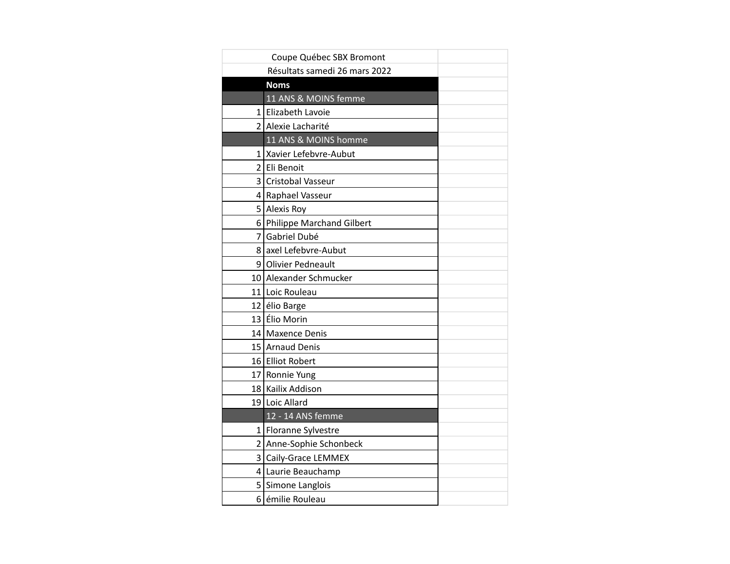Coupe Québec SBX Bromont

Résultats samedi 26 mars 2022

| | Noms |
|---|---|
| | **11 ANS & MOINS femme** |
| 1 | Elizabeth Lavoie |
| 2 | Alexie Lacharité |
| | **11 ANS & MOINS homme** |
| 1 | Xavier Lefebvre-Aubut |
| 2 | Eli Benoit |
| 3 | Cristobal Vasseur |
| 4 | Raphael Vasseur |
| 5 | Alexis Roy |
| 6 | Philippe Marchand Gilbert |
| 7 | Gabriel Dubé |
| 8 | axel Lefebvre-Aubut |
| 9 | Olivier Pedneault |
| 10 | Alexander Schmucker |
| 11 | Loic Rouleau |
| 12 | élio Barge |
| 13 | Élio Morin |
| 14 | Maxence Denis |
| 15 | Arnaud Denis |
| 16 | Elliot Robert |
| 17 | Ronnie Yung |
| 18 | Kailix Addison |
| 19 | Loic Allard |
| | **12 - 14 ANS femme** |
| 1 | Floranne Sylvestre |
| 2 | Anne-Sophie Schonbeck |
| 3 | Caily-Grace LEMMEX |
| 4 | Laurie Beauchamp |
| 5 | Simone Langlois |
| 6 | émilie Rouleau |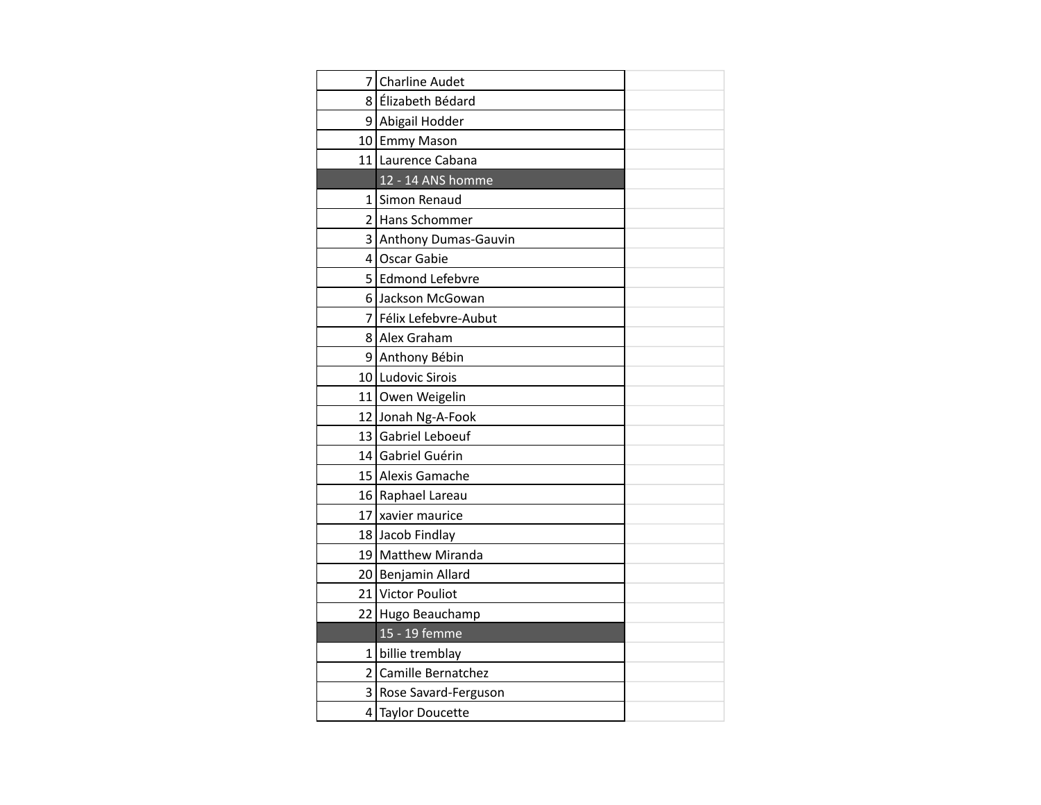| | | |
|---|---|---|
| 7 | Charline Audet | |
| 8 | Élizabeth Bédard | |
| 9 | Abigail Hodder | |
| 10 | Emmy Mason | |
| 11 | Laurence Cabana | |
| | 12 - 14 ANS homme | |
| 1 | Simon Renaud | |
| 2 | Hans Schommer | |
| 3 | Anthony Dumas-Gauvin | |
| 4 | Oscar Gabie | |
| 5 | Edmond Lefebvre | |
| 6 | Jackson McGowan | |
| 7 | Félix Lefebvre-Aubut | |
| 8 | Alex Graham | |
| 9 | Anthony Bébin | |
| 10 | Ludovic Sirois | |
| 11 | Owen Weigelin | |
| 12 | Jonah Ng-A-Fook | |
| 13 | Gabriel Leboeuf | |
| 14 | Gabriel Guérin | |
| 15 | Alexis Gamache | |
| 16 | Raphael Lareau | |
| 17 | xavier maurice | |
| 18 | Jacob Findlay | |
| 19 | Matthew Miranda | |
| 20 | Benjamin Allard | |
| 21 | Victor Pouliot | |
| 22 | Hugo Beauchamp | |
| | 15 - 19 femme | |
| 1 | billie tremblay | |
| 2 | Camille Bernatchez | |
| 3 | Rose Savard-Ferguson | |
| 4 | Taylor Doucette | |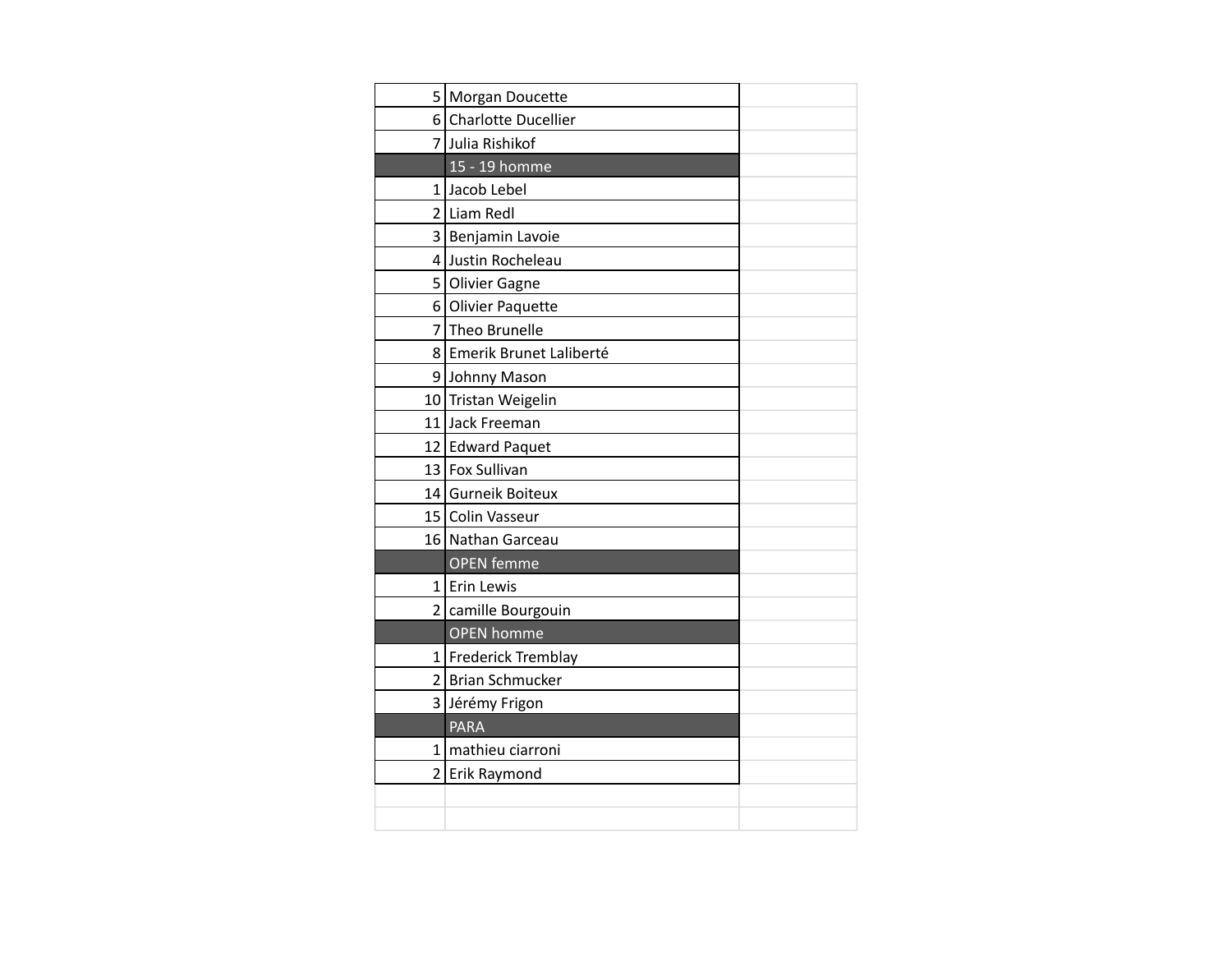| | |
|---|---|
| 5 | Morgan Doucette |
| 6 | Charlotte Ducellier |
| 7 | Julia Rishikof |
| | 15 - 19 homme |
| 1 | Jacob Lebel |
| 2 | Liam Redl |
| 3 | Benjamin Lavoie |
| 4 | Justin Rocheleau |
| 5 | Olivier Gagne |
| 6 | Olivier Paquette |
| 7 | Theo Brunelle |
| 8 | Emerik Brunet Laliberté |
| 9 | Johnny Mason |
| 10 | Tristan Weigelin |
| 11 | Jack Freeman |
| 12 | Edward Paquet |
| 13 | Fox Sullivan |
| 14 | Gurneik Boiteux |
| 15 | Colin Vasseur |
| 16 | Nathan Garceau |
| | OPEN femme |
| 1 | Erin Lewis |
| 2 | camille Bourgouin |
| | OPEN homme |
| 1 | Frederick Tremblay |
| 2 | Brian Schmucker |
| 3 | Jérémy Frigon |
| | PARA |
| 1 | mathieu ciarroni |
| 2 | Erik Raymond |